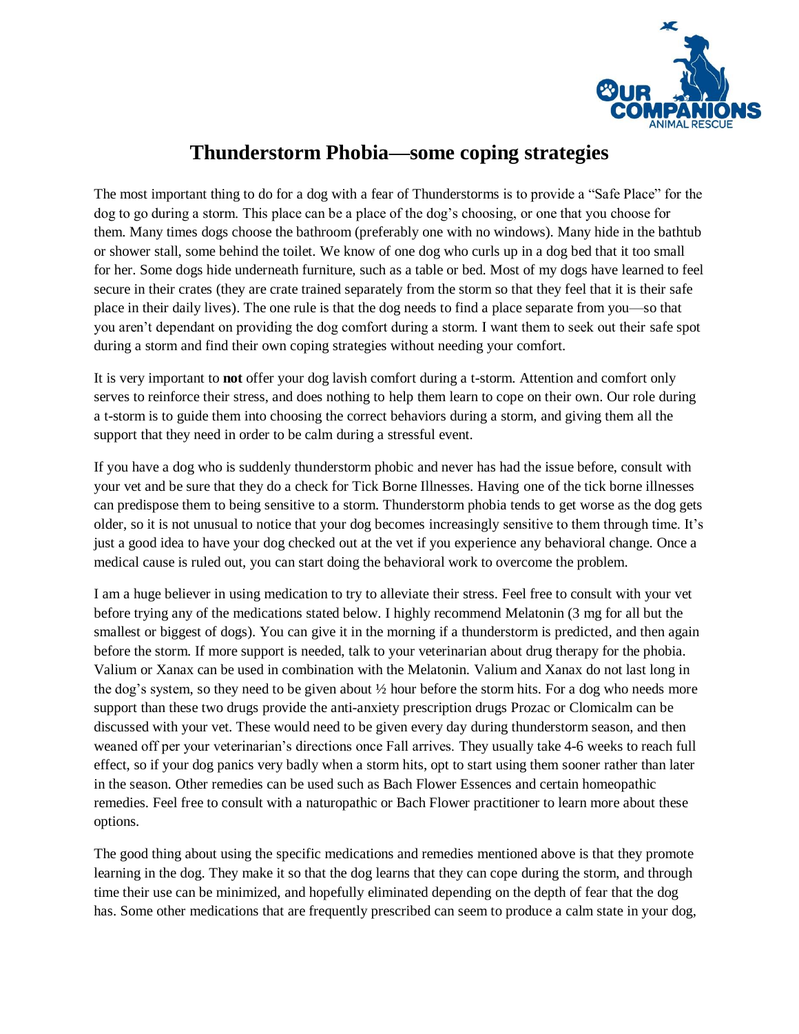# Thunderstorm Phobia—some coping strategies

The most important thing to do for a dog with a fear of Thunderstorms is to provide a "Safe Place" for the dog to go during a storm. This place can be a place of the dog's choosing, or one that you choose for them. Many times dogs choose the bathroom (preferably one with no windows). Many hide in the bathtub or shower stall, some behind the toilet. We know of one dog who curls up in a dog bed that it too small for her. Some dogs hide underneath furniture, such as a table or bed. Most of my dogs have learned to feel secure in their crates (they are crate trained separately from the storm so that they feel that it is their safe place in their daily lives). The one rule is that the dog needs to find a place separate from you—so that you aren't dependant on providing the dog comfort during a storm. I want them to seek out their safe spot during a storm and find their own coping strategies without needing your comfort.

It is very important to **not** offer your dog lavish comfort during a t-storm. Attention and comfort only serves to reinforce their stress, and does nothing to help them learn to cope on their own. Our role during a t-storm is to guide them into choosing the correct behaviors during a storm, and giving them all the support that they need in order to be calm during a stressful event.

If you have a dog who is suddenly thunderstorm phobic and never has had the issue before, consult with your vet and be sure that they do a check for Tick Borne Illnesses. Having one of the tick borne illnesses can predispose them to being sensitive to a storm. Thunderstorm phobia tends to get worse as the dog gets older, so it is not unusual to notice that your dog becomes increasingly sensitive to them through time. It's just a good idea to have your dog checked out at the vet if you experience any behavioral change. Once a medical cause is ruled out, you can start doing the behavioral work to overcome the problem.

I am a huge believer in using medication to try to alleviate their stress. Feel free to consult with your vet before trying any of the medications stated below. I highly recommend Melatonin (3 mg for all but the smallest or biggest of dogs). You can give it in the morning if a thunderstorm is predicted, and then again before the storm. If more support is needed, talk to your veterinarian about drug therapy for the phobia. Valium or Xanax can be used in combination with the Melatonin. Valium and Xanax do not last long in the dog's system, so they need to be given about ½ hour before the storm hits. For a dog who needs more support than these two drugs provide the anti-anxiety prescription drugs Prozac or Clomicalm can be discussed with your vet. These would need to be given every day during thunderstorm season, and then weaned off per your veterinarian's directions once Fall arrives. They usually take 4-6 weeks to reach full effect, so if your dog panics very badly when a storm hits, opt to start using them sooner rather than later in the season. Other remedies can be used such as Bach Flower Essences and certain homeopathic remedies. Feel free to consult with a naturopathic or Bach Flower practitioner to learn more about these options.

The good thing about using the specific medications and remedies mentioned above is that they promote learning in the dog. They make it so that the dog learns that they can cope during the storm, and through time their use can be minimized, and hopefully eliminated depending on the depth of fear that the dog has. Some other medications that are frequently prescribed can seem to produce a calm state in your dog,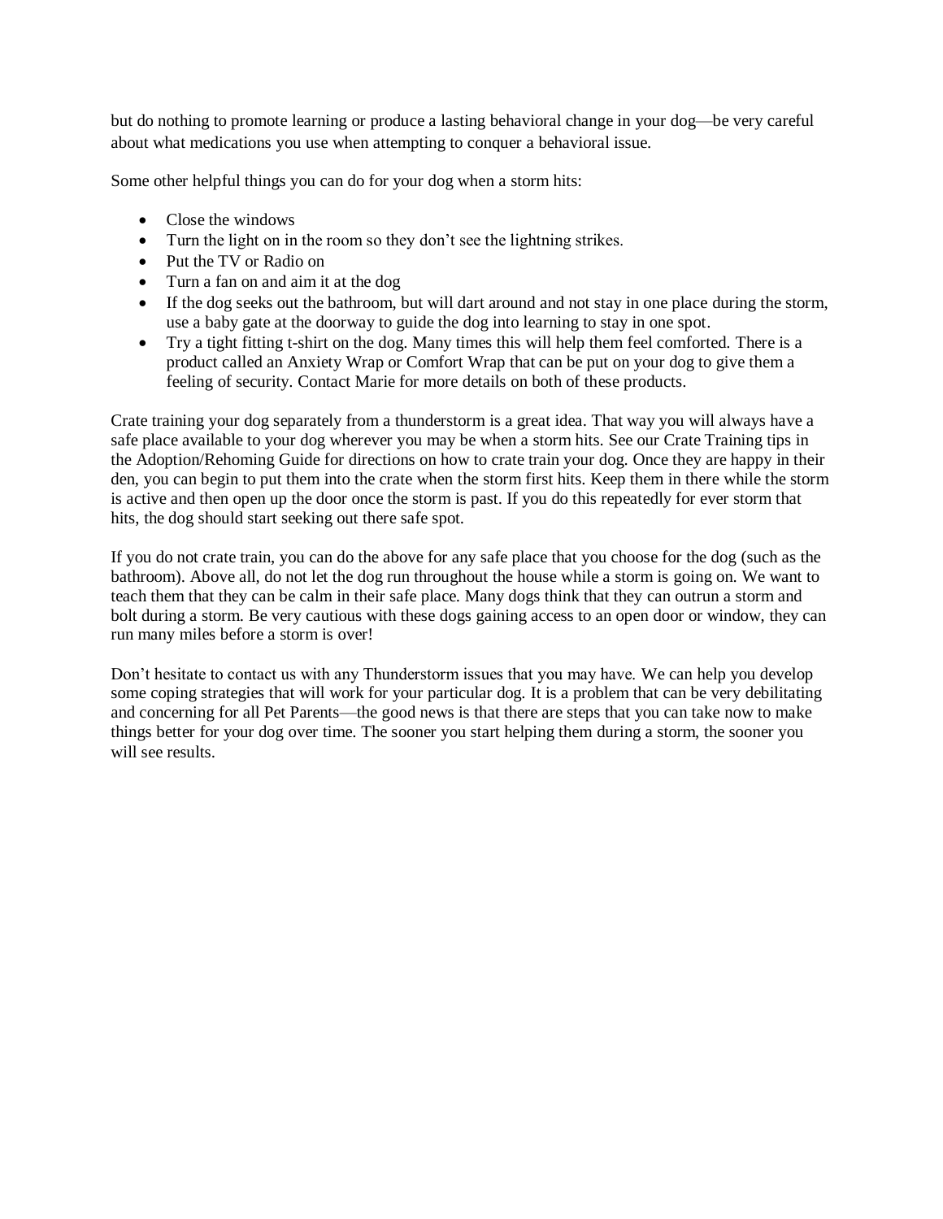but do nothing to promote learning or produce a lasting behavioral change in your dog—be very careful about what medications you use when attempting to conquer a behavioral issue.

Some other helpful things you can do for your dog when a storm hits:

- Close the windows
- Turn the light on in the room so they don't see the lightning strikes.
- Put the TV or Radio on
- Turn a fan on and aim it at the dog
- If the dog seeks out the bathroom, but will dart around and not stay in one place during the storm, use a baby gate at the doorway to guide the dog into learning to stay in one spot.
- Try a tight fitting t-shirt on the dog. Many times this will help them feel comforted. There is a product called an Anxiety Wrap or Comfort Wrap that can be put on your dog to give them a feeling of security. Contact Marie for more details on both of these products.

Crate training your dog separately from a thunderstorm is a great idea. That way you will always have a safe place available to your dog wherever you may be when a storm hits. See our Crate Training tips in the Adoption/Rehoming Guide for directions on how to crate train your dog. Once they are happy in their den, you can begin to put them into the crate when the storm first hits. Keep them in there while the storm is active and then open up the door once the storm is past. If you do this repeatedly for ever storm that hits, the dog should start seeking out there safe spot.

If you do not crate train, you can do the above for any safe place that you choose for the dog (such as the bathroom). Above all, do not let the dog run throughout the house while a storm is going on. We want to teach them that they can be calm in their safe place. Many dogs think that they can outrun a storm and bolt during a storm. Be very cautious with these dogs gaining access to an open door or window, they can run many miles before a storm is over!

Don't hesitate to contact us with any Thunderstorm issues that you may have. We can help you develop some coping strategies that will work for your particular dog. It is a problem that can be very debilitating and concerning for all Pet Parents—the good news is that there are steps that you can take now to make things better for your dog over time. The sooner you start helping them during a storm, the sooner you will see results.